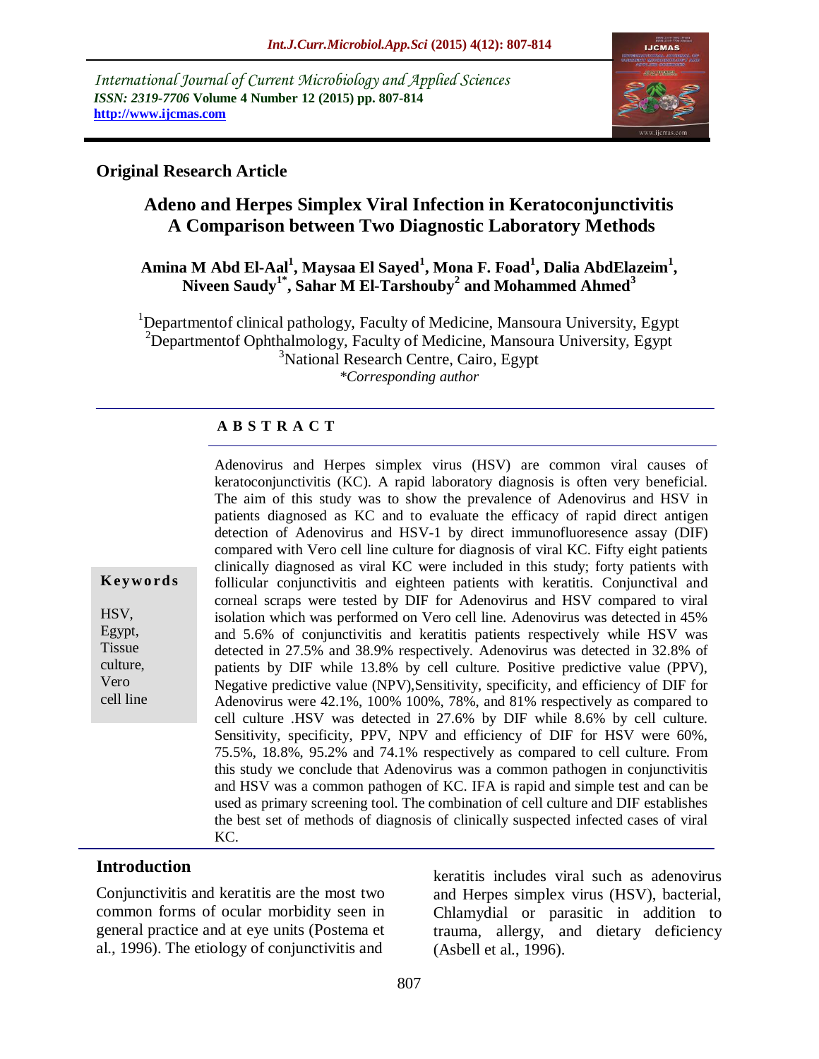International Journal of Current Microbiology and Applied Sciences
*ISSN: 2319-7706* **Volume 4 Number 12 (2015) pp. 807-814**
**http://www.ijcmas.com**

**Original Research Article**

# Adeno and Herpes Simplex Viral Infection in Keratoconjunctivitis A Comparison between Two Diagnostic Laboratory Methods

**Amina M Abd El-Aal[1], Maysaa El Sayed[1], Mona F. Foad[1], Dalia AbdElazeim[1], Niveen Saudy[1*], Sahar M El-Tarshouby[2] and Mohammed Ahmed[3]**

[1]Departmentof clinical pathology, Faculty of Medicine, Mansoura University, Egypt
[2]Departmentof Ophthalmology, Faculty of Medicine, Mansoura University, Egypt
[3]National Research Centre, Cairo, Egypt
*\*Corresponding author*

## ABSTRACT

Adenovirus and Herpes simplex virus (HSV) are common viral causes of keratoconjunctivitis (KC). A rapid laboratory diagnosis is often very beneficial. The aim of this study was to show the prevalence of Adenovirus and HSV in patients diagnosed as KC and to evaluate the efficacy of rapid direct antigen detection of Adenovirus and HSV-1 by direct immunofluoresence assay (DIF) compared with Vero cell line culture for diagnosis of viral KC. Fifty eight patients clinically diagnosed as viral KC were included in this study; forty patients with follicular conjunctivitis and eighteen patients with keratitis. Conjunctival and corneal scraps were tested by DIF for Adenovirus and HSV compared to viral isolation which was performed on Vero cell line. Adenovirus was detected in 45% and 5.6% of conjunctivitis and keratitis patients respectively while HSV was detected in 27.5% and 38.9% respectively. Adenovirus was detected in 32.8% of patients by DIF while 13.8% by cell culture. Positive predictive value (PPV), Negative predictive value (NPV),Sensitivity, specificity, and efficiency of DIF for Adenovirus were 42.1%, 100% 100%, 78%, and 81% respectively as compared to cell culture .HSV was detected in 27.6% by DIF while 8.6% by cell culture. Sensitivity, specificity, PPV, NPV and efficiency of DIF for HSV were 60%, 75.5%, 18.8%, 95.2% and 74.1% respectively as compared to cell culture. From this study we conclude that Adenovirus was a common pathogen in conjunctivitis and HSV was a common pathogen of KC. IFA is rapid and simple test and can be used as primary screening tool. The combination of cell culture and DIF establishes the best set of methods of diagnosis of clinically suspected infected cases of viral KC.

**Keywords**

HSV, Egypt, Tissue culture, Vero cell line

## Introduction

Conjunctivitis and keratitis are the most two common forms of ocular morbidity seen in general practice and at eye units (Postema et al., 1996). The etiology of conjunctivitis and keratitis includes viral such as adenovirus and Herpes simplex virus (HSV), bacterial, Chlamydial or parasitic in addition to trauma, allergy, and dietary deficiency (Asbell et al., 1996).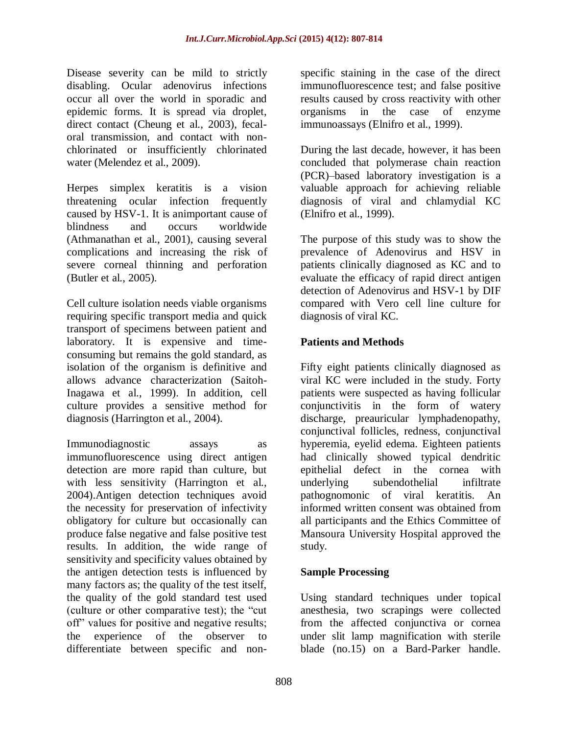Disease severity can be mild to strictly disabling. Ocular adenovirus infections occur all over the world in sporadic and epidemic forms. It is spread via droplet, direct contact (Cheung et al., 2003), fecal-oral transmission, and contact with non-chlorinated or insufficiently chlorinated water (Melendez et al., 2009).

Herpes simplex keratitis is a vision threatening ocular infection frequently caused by HSV-1. It is animportant cause of blindness and occurs worldwide (Athmanathan et al., 2001), causing several complications and increasing the risk of severe corneal thinning and perforation (Butler et al., 2005).

Cell culture isolation needs viable organisms requiring specific transport media and quick transport of specimens between patient and laboratory. It is expensive and time-consuming but remains the gold standard, as isolation of the organism is definitive and allows advance characterization (Saitoh-Inagawa et al., 1999). In addition, cell culture provides a sensitive method for diagnosis (Harrington et al., 2004).

Immunodiagnostic assays as immunofluorescence using direct antigen detection are more rapid than culture, but with less sensitivity (Harrington et al., 2004).Antigen detection techniques avoid the necessity for preservation of infectivity obligatory for culture but occasionally can produce false negative and false positive test results. In addition, the wide range of sensitivity and specificity values obtained by the antigen detection tests is influenced by many factors as; the quality of the test itself, the quality of the gold standard test used (culture or other comparative test); the "cut off" values for positive and negative results; the experience of the observer to differentiate between specific and non-specific staining in the case of the direct immunofluorescence test; and false positive results caused by cross reactivity with other organisms in the case of enzyme immunoassays (Elnifro et al., 1999).

During the last decade, however, it has been concluded that polymerase chain reaction (PCR)–based laboratory investigation is a valuable approach for achieving reliable diagnosis of viral and chlamydial KC (Elnifro et al., 1999).

The purpose of this study was to show the prevalence of Adenovirus and HSV in patients clinically diagnosed as KC and to evaluate the efficacy of rapid direct antigen detection of Adenovirus and HSV-1 by DIF compared with Vero cell line culture for diagnosis of viral KC.

## Patients and Methods

Fifty eight patients clinically diagnosed as viral KC were included in the study. Forty patients were suspected as having follicular conjunctivitis in the form of watery discharge, preauricular lymphadenopathy, conjunctival follicles, redness, conjunctival hyperemia, eyelid edema. Eighteen patients had clinically showed typical dendritic epithelial defect in the cornea with underlying subendothelial infiltrate pathognomonic of viral keratitis. An informed written consent was obtained from all participants and the Ethics Committee of Mansoura University Hospital approved the study.

## Sample Processing

Using standard techniques under topical anesthesia, two scrapings were collected from the affected conjunctiva or cornea under slit lamp magnification with sterile blade (no.15) on a Bard-Parker handle.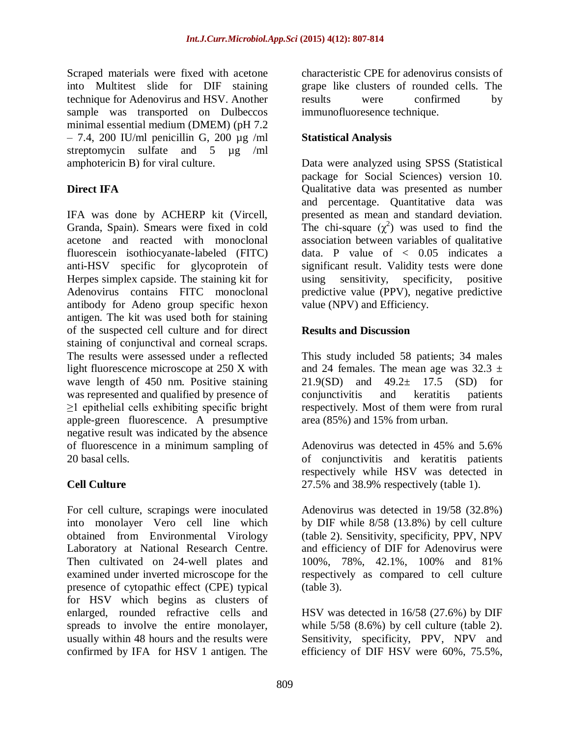Scraped materials were fixed with acetone into Multitest slide for DIF staining technique for Adenovirus and HSV. Another sample was transported on Dulbeccos minimal essential medium (DMEM) (pH 7.2 – 7.4, 200 IU/ml penicillin G, 200 µg /ml streptomycin sulfate and 5 µg /ml amphotericin B) for viral culture.

### Direct IFA

IFA was done by ACHERP kit (Vircell, Granda, Spain). Smears were fixed in cold acetone and reacted with monoclonal fluorescein isothiocyanate-labeled (FITC) anti-HSV specific for glycoprotein of Herpes simplex capside. The staining kit for Adenovirus contains FITC monoclonal antibody for Adeno group specific hexon antigen. The kit was used both for staining of the suspected cell culture and for direct staining of conjunctival and corneal scraps. The results were assessed under a reflected light fluorescence microscope at 250 X with wave length of 450 nm. Positive staining was represented and qualified by presence of ≥1 epithelial cells exhibiting specific bright apple-green fluorescence. A presumptive negative result was indicated by the absence of fluorescence in a minimum sampling of 20 basal cells.

### Cell Culture

For cell culture, scrapings were inoculated into monolayer Vero cell line which obtained from Environmental Virology Laboratory at National Research Centre. Then cultivated on 24-well plates and examined under inverted microscope for the presence of cytopathic effect (CPE) typical for HSV which begins as clusters of enlarged, rounded refractive cells and spreads to involve the entire monolayer, usually within 48 hours and the results were confirmed by IFA for HSV 1 antigen. The characteristic CPE for adenovirus consists of grape like clusters of rounded cells. The results were confirmed by immunofluoresence technique.

### Statistical Analysis

Data were analyzed using SPSS (Statistical package for Social Sciences) version 10. Qualitative data was presented as number and percentage. Quantitative data was presented as mean and standard deviation. The chi-square ($\chi^2$) was used to find the association between variables of qualitative data. P value of < 0.05 indicates a significant result. Validity tests were done using sensitivity, specificity, positive predictive value (PPV), negative predictive value (NPV) and Efficiency.

## Results and Discussion

This study included 58 patients; 34 males and 24 females. The mean age was 32.3 ± 21.9(SD) and 49.2± 17.5 (SD) for conjunctivitis and keratitis patients respectively. Most of them were from rural area (85%) and 15% from urban.

Adenovirus was detected in 45% and 5.6% of conjunctivitis and keratitis patients respectively while HSV was detected in 27.5% and 38.9% respectively (table 1).

Adenovirus was detected in 19/58 (32.8%) by DIF while 8/58 (13.8%) by cell culture (table 2). Sensitivity, specificity, PPV, NPV and efficiency of DIF for Adenovirus were 100%, 78%, 42.1%, 100% and 81% respectively as compared to cell culture (table 3).

HSV was detected in 16/58 (27.6%) by DIF while 5/58 (8.6%) by cell culture (table 2). Sensitivity, specificity, PPV, NPV and efficiency of DIF HSV were 60%, 75.5%,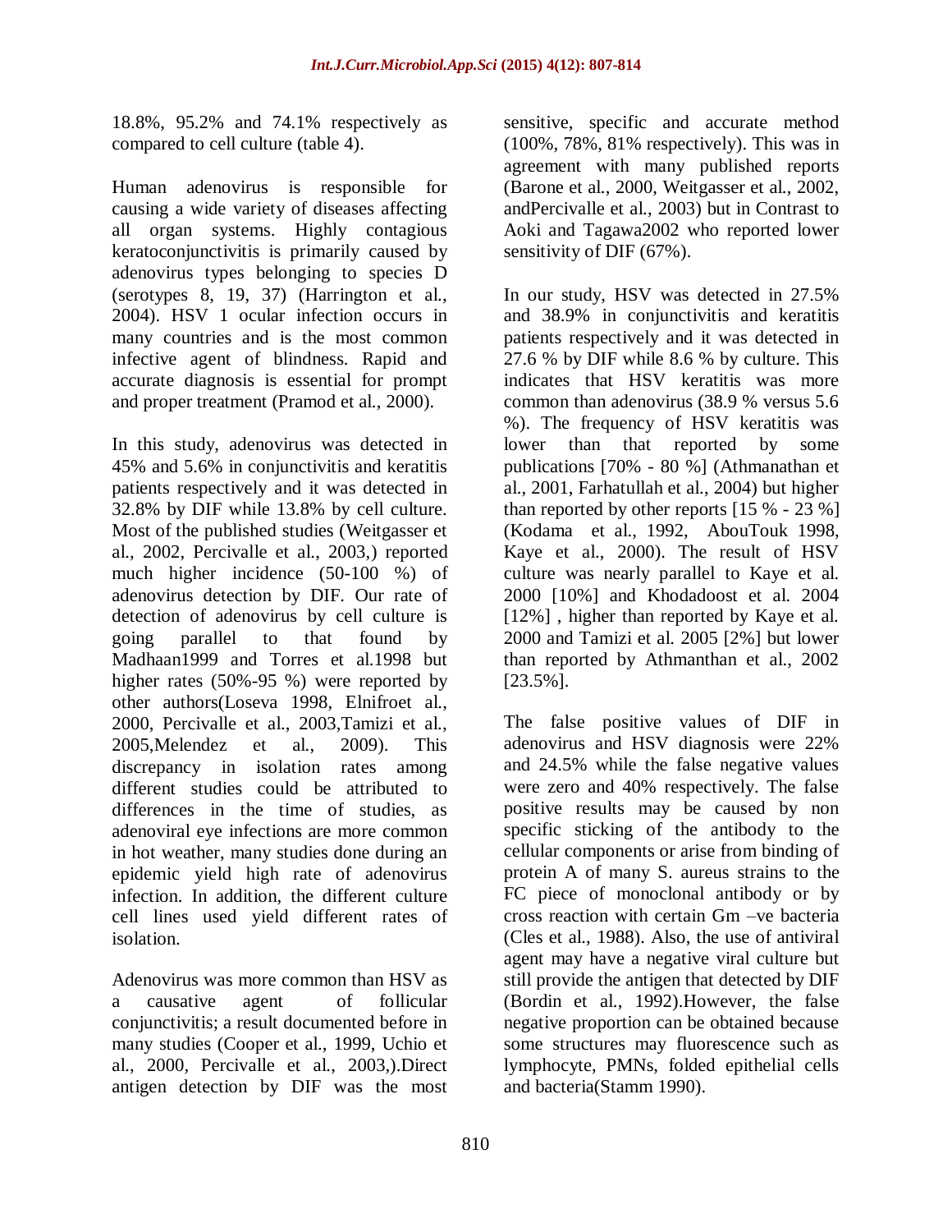18.8%, 95.2% and 74.1% respectively as compared to cell culture (table 4).

Human adenovirus is responsible for causing a wide variety of diseases affecting all organ systems. Highly contagious keratoconjunctivitis is primarily caused by adenovirus types belonging to species D (serotypes 8, 19, 37) (Harrington et al., 2004). HSV 1 ocular infection occurs in many countries and is the most common infective agent of blindness. Rapid and accurate diagnosis is essential for prompt and proper treatment (Pramod et al., 2000).

In this study, adenovirus was detected in 45% and 5.6% in conjunctivitis and keratitis patients respectively and it was detected in 32.8% by DIF while 13.8% by cell culture. Most of the published studies (Weitgasser et al., 2002, Percivalle et al., 2003,) reported much higher incidence (50-100 %) of adenovirus detection by DIF. Our rate of detection of adenovirus by cell culture is going parallel to that found by Madhaan1999 and Torres et al.1998 but higher rates (50%-95 %) were reported by other authors(Loseva 1998, Elnifroet al., 2000, Percivalle et al., 2003,Tamizi et al., 2005,Melendez et al., 2009). This discrepancy in isolation rates among different studies could be attributed to differences in the time of studies, as adenoviral eye infections are more common in hot weather, many studies done during an epidemic yield high rate of adenovirus infection. In addition, the different culture cell lines used yield different rates of isolation.

Adenovirus was more common than HSV as a causative agent of follicular conjunctivitis; a result documented before in many studies (Cooper et al., 1999, Uchio et al., 2000, Percivalle et al., 2003,).Direct antigen detection by DIF was the most sensitive, specific and accurate method (100%, 78%, 81% respectively). This was in agreement with many published reports (Barone et al., 2000, Weitgasser et al., 2002, andPercivalle et al., 2003) but in Contrast to Aoki and Tagawa2002 who reported lower sensitivity of DIF (67%).

In our study, HSV was detected in 27.5% and 38.9% in conjunctivitis and keratitis patients respectively and it was detected in 27.6 % by DIF while 8.6 % by culture. This indicates that HSV keratitis was more common than adenovirus (38.9 % versus 5.6 %). The frequency of HSV keratitis was lower than that reported by some publications [70% - 80 %] (Athmanathan et al., 2001, Farhatullah et al., 2004) but higher than reported by other reports [15 % - 23 %] (Kodama et al., 1992, AbouTouk 1998, Kaye et al., 2000). The result of HSV culture was nearly parallel to Kaye et al. 2000 [10%] and Khodadoost et al. 2004 [12%] , higher than reported by Kaye et al. 2000 and Tamizi et al. 2005 [2%] but lower than reported by Athmanthan et al., 2002 [23.5%].

The false positive values of DIF in adenovirus and HSV diagnosis were 22% and 24.5% while the false negative values were zero and 40% respectively. The false positive results may be caused by non specific sticking of the antibody to the cellular components or arise from binding of protein A of many S. aureus strains to the FC piece of monoclonal antibody or by cross reaction with certain Gm –ve bacteria (Cles et al., 1988). Also, the use of antiviral agent may have a negative viral culture but still provide the antigen that detected by DIF (Bordin et al., 1992).However, the false negative proportion can be obtained because some structures may fluorescence such as lymphocyte, PMNs, folded epithelial cells and bacteria(Stamm 1990).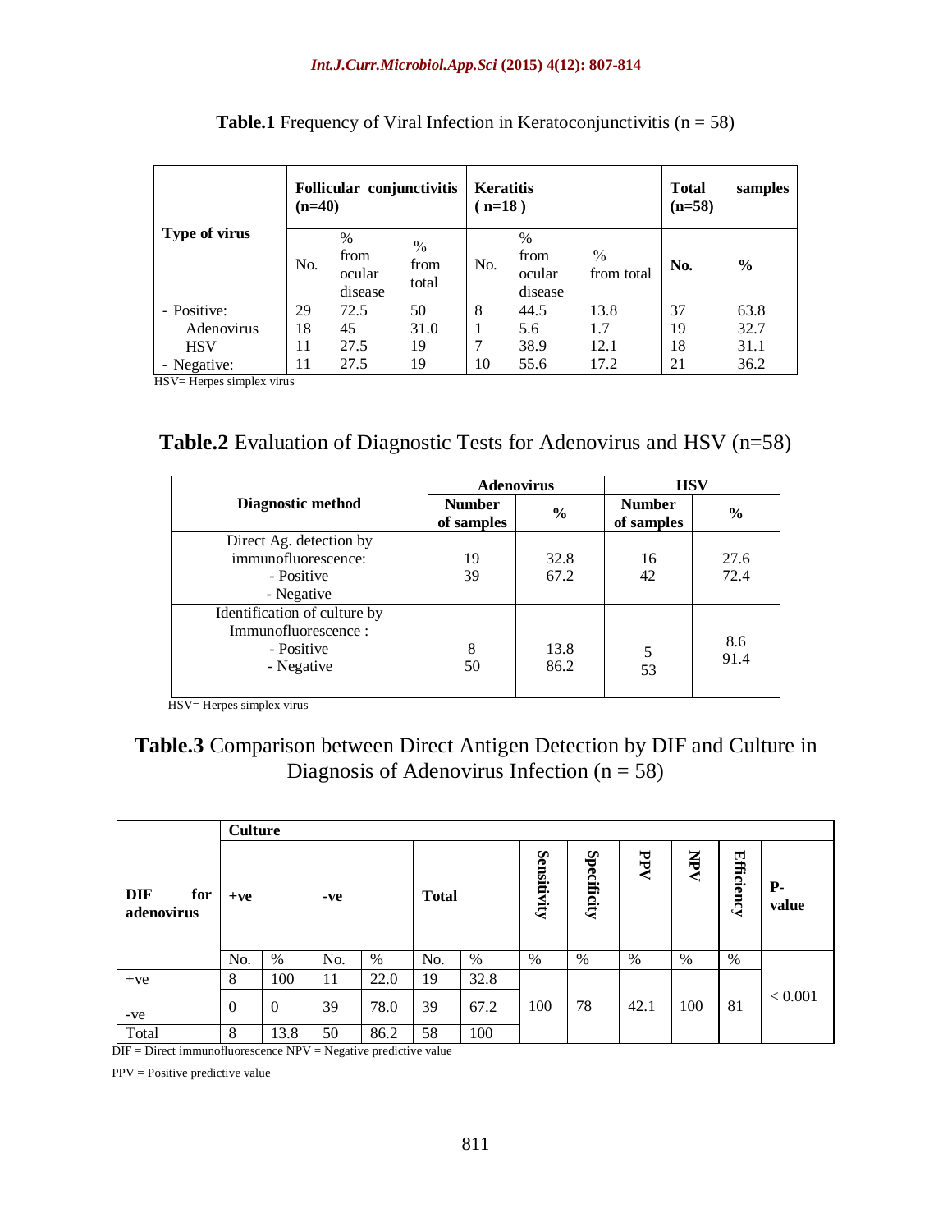**Table.1** Frequency of Viral Infection in Keratoconjunctivitis (n = 58)

| Type of virus | Follicular conjunctivitis (n=40) | | | Keratitis ( n=18 ) | | | Total samples (n=58) | |
|---|---|---|---|---|---|---|---|---|
| | No. | % from ocular disease | % from total | No. | % from ocular disease | % from total | No. | % |
| - Positive: | 29 | 72.5 | 50 | 8 | 44.5 | 13.8 | 37 | 63.8 |
| Adenovirus | 18 | 45 | 31.0 | 1 | 5.6 | 1.7 | 19 | 32.7 |
| HSV | 11 | 27.5 | 19 | 7 | 38.9 | 12.1 | 18 | 31.1 |
| - Negative: | 11 | 27.5 | 19 | 10 | 55.6 | 17.2 | 21 | 36.2 |

HSV= Herpes simplex virus

**Table.2** Evaluation of Diagnostic Tests for Adenovirus and HSV (n=58)

| Diagnostic method | Adenovirus | | HSV | |
|---|---|---|---|---|
| | Number of samples | % | Number of samples | % |
| Direct Ag. detection by immunofluorescence: - Positive | 19 | 32.8 | 16 | 27.6 |
| - Negative | 39 | 67.2 | 42 | 72.4 |
| Identification of culture by Immunofluorescence : - Positive | 8 | 13.8 | 5 | 8.6 |
| - Negative | 50 | 86.2 | 53 | 91.4 |

HSV= Herpes simplex virus

**Table.3** Comparison between Direct Antigen Detection by DIF and Culture in Diagnosis of Adenovirus Infection (n = 58)

| DIF for adenovirus | Culture | | | | | | | | | | | |
|---|---|---|---|---|---|---|---|---|---|---|---|---|
| | +ve | | -ve | | Total | | Sensitivity | Specificity | PPV | NPV | Efficiency | P-value |
| | No. | % | No. | % | No. | % | % | % | % | % | % | |
| +ve | 8 | 100 | 11 | 22.0 | 19 | 32.8 | 100 | 78 | 42.1 | 100 | 81 | < 0.001 |
| -ve | 0 | 0 | 39 | 78.0 | 39 | 67.2 | | | | | | |
| Total | 8 | 13.8 | 50 | 86.2 | 58 | 100 | | | | | | |

DIF = Direct immunofluorescence NPV = Negative predictive value

PPV = Positive predictive value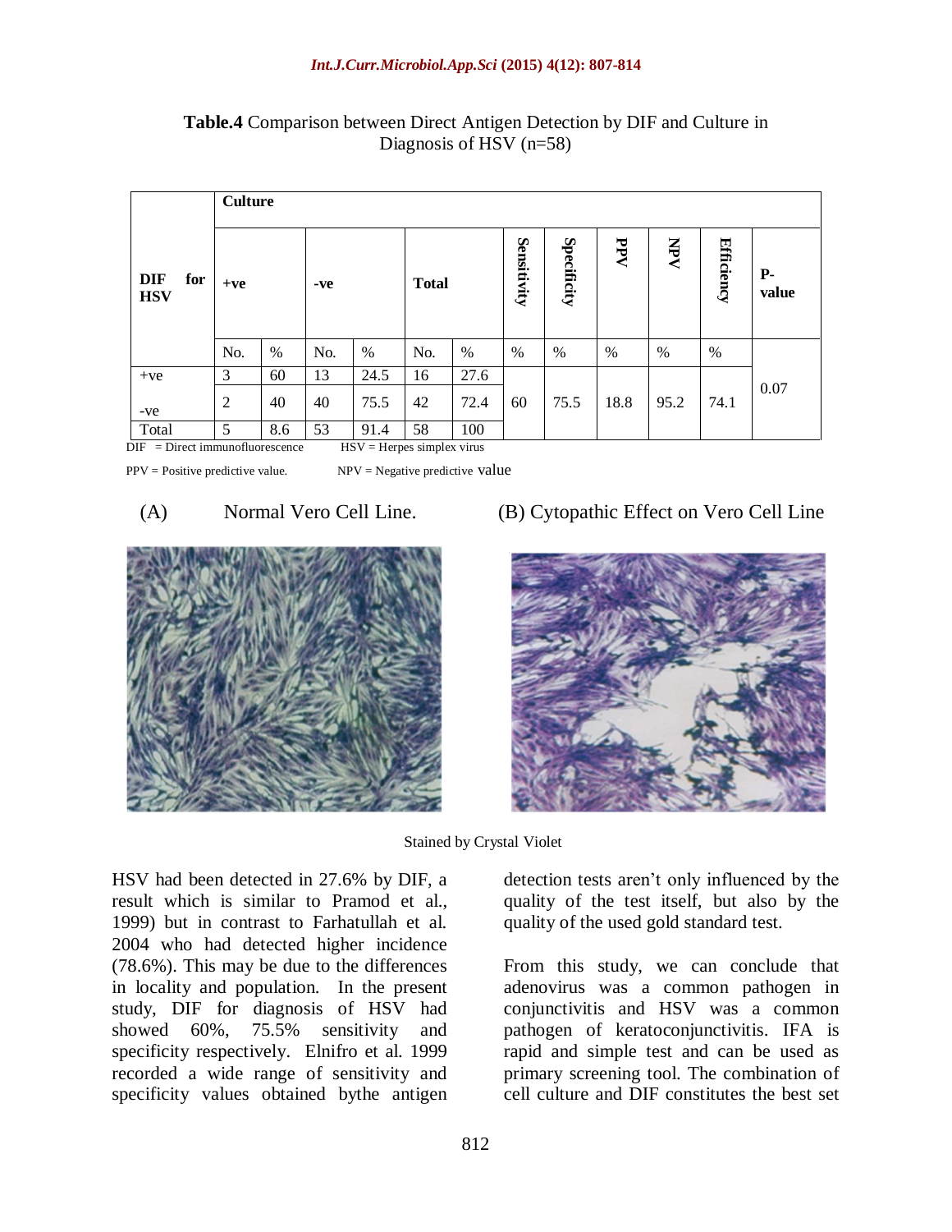**Table.4** Comparison between Direct Antigen Detection by DIF and Culture in Diagnosis of HSV (n=58)

| DIF for HSV | Culture | | | | | | | | | | | |
|---|---|---|---|---|---|---|---|---|---|---|---|---|
| | +ve | | -ve | | Total | | Sensitivity | Specificity | PPV | NPV | Efficiency | P-value |
| | No. | % | No. | % | No. | % | % | % | % | % | % | |
| +ve | 3 | 60 | 13 | 24.5 | 16 | 27.6 | 60 | 75.5 | 18.8 | 95.2 | 74.1 | 0.07 |
| -ve | 2 | 40 | 40 | 75.5 | 42 | 72.4 | | | | | | |
| Total | 5 | 8.6 | 53 | 91.4 | 58 | 100 | | | | | | |

DIF = Direct immunofluorescence HSV = Herpes simplex virus

PPV = Positive predictive value. NPV = Negative predictive value

(A) Normal Vero Cell Line. (B) Cytopathic Effect on Vero Cell Line

Stained by Crystal Violet

HSV had been detected in 27.6% by DIF, a result which is similar to Pramod et al., 1999) but in contrast to Farhatullah et al. 2004 who had detected higher incidence (78.6%). This may be due to the differences in locality and population. In the present study, DIF for diagnosis of HSV had showed 60%, 75.5% sensitivity and specificity respectively. Elnifro et al. 1999 recorded a wide range of sensitivity and specificity values obtained bythe antigen detection tests aren't only influenced by the quality of the test itself, but also by the quality of the used gold standard test.

From this study, we can conclude that adenovirus was a common pathogen in conjunctivitis and HSV was a common pathogen of keratoconjunctivitis. IFA is rapid and simple test and can be used as primary screening tool. The combination of cell culture and DIF constitutes the best set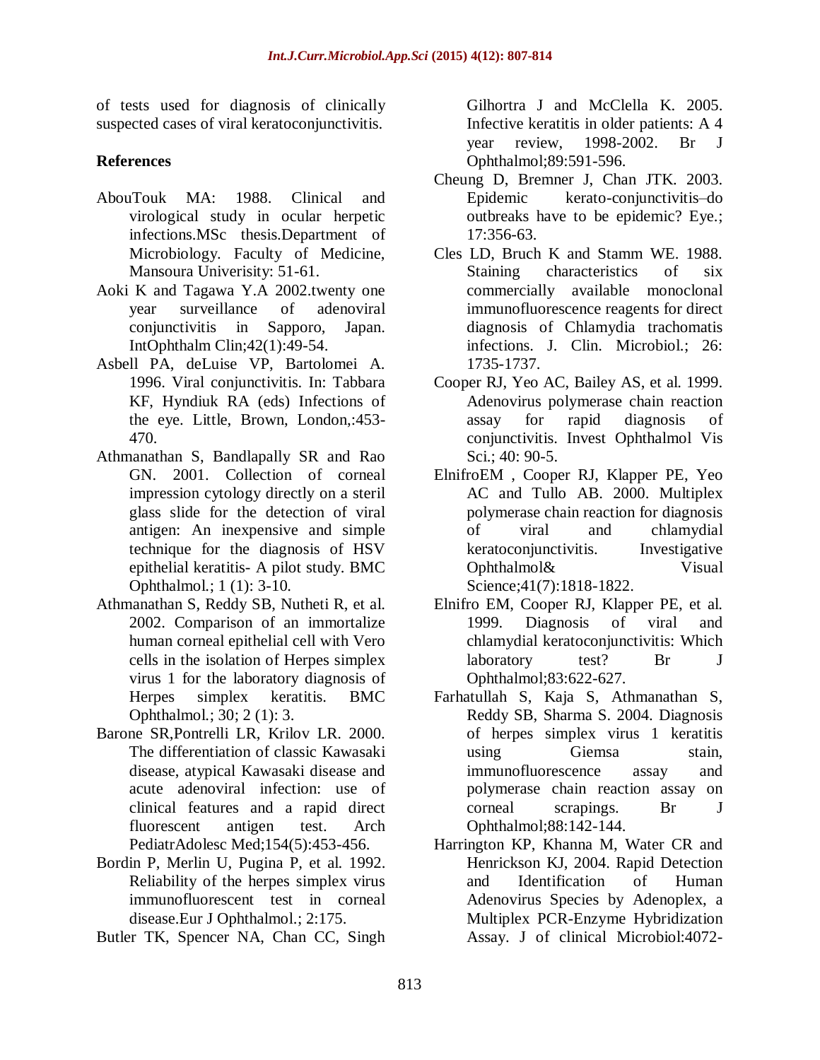of tests used for diagnosis of clinically suspected cases of viral keratoconjunctivitis.

## References

AbouTouk MA: 1988. Clinical and virological study in ocular herpetic infections.MSc thesis.Department of Microbiology. Faculty of Medicine, Mansoura Univerisity: 51-61.

Aoki K and Tagawa Y.A 2002.twenty one year surveillance of adenoviral conjunctivitis in Sapporo, Japan. IntOphthalm Clin;42(1):49-54.

Asbell PA, deLuise VP, Bartolomei A. 1996. Viral conjunctivitis. In: Tabbara KF, Hyndiuk RA (eds) Infections of the eye. Little, Brown, London,:453-470.

Athmanathan S, Bandlapally SR and Rao GN. 2001. Collection of corneal impression cytology directly on a steril glass slide for the detection of viral antigen: An inexpensive and simple technique for the diagnosis of HSV epithelial keratitis- A pilot study. BMC Ophthalmol.; 1 (1): 3-10.

Athmanathan S, Reddy SB, Nutheti R, et al. 2002. Comparison of an immortalize human corneal epithelial cell with Vero cells in the isolation of Herpes simplex virus 1 for the laboratory diagnosis of Herpes simplex keratitis. BMC Ophthalmol.; 30; 2 (1): 3.

Barone SR,Pontrelli LR, Krilov LR. 2000. The differentiation of classic Kawasaki disease, atypical Kawasaki disease and acute adenoviral infection: use of clinical features and a rapid direct fluorescent antigen test. Arch PediatrAdolesc Med;154(5):453-456.

Bordin P, Merlin U, Pugina P, et al. 1992. Reliability of the herpes simplex virus immunofluorescent test in corneal disease.Eur J Ophthalmol.; 2:175.

Butler TK, Spencer NA, Chan CC, Singh Gilhortra J and McClella K. 2005. Infective keratitis in older patients: A 4 year review, 1998-2002. Br J Ophthalmol;89:591-596.

Cheung D, Bremner J, Chan JTK. 2003. Epidemic kerato-conjunctivitis–do outbreaks have to be epidemic? Eye.; 17:356-63.

Cles LD, Bruch K and Stamm WE. 1988. Staining characteristics of six commercially available monoclonal immunofluorescence reagents for direct diagnosis of Chlamydia trachomatis infections. J. Clin. Microbiol.; 26: 1735-1737.

Cooper RJ, Yeo AC, Bailey AS, et al. 1999. Adenovirus polymerase chain reaction assay for rapid diagnosis of conjunctivitis. Invest Ophthalmol Vis Sci.; 40: 90-5.

ElnifroEM , Cooper RJ, Klapper PE, Yeo AC and Tullo AB. 2000. Multiplex polymerase chain reaction for diagnosis of viral and chlamydial keratoconjunctivitis. Investigative Ophthalmol& Visual Science;41(7):1818-1822.

Elnifro EM, Cooper RJ, Klapper PE, et al. 1999. Diagnosis of viral and chlamydial keratoconjunctivitis: Which laboratory test? Br J Ophthalmol;83:622-627.

Farhatullah S, Kaja S, Athmanathan S, Reddy SB, Sharma S. 2004. Diagnosis of herpes simplex virus 1 keratitis using Giemsa stain, immunofluorescence assay and polymerase chain reaction assay on corneal scrapings. Br J Ophthalmol;88:142-144.

Harrington KP, Khanna M, Water CR and Henrickson KJ, 2004. Rapid Detection and Identification of Human Adenovirus Species by Adenoplex, a Multiplex PCR-Enzyme Hybridization Assay. J of clinical Microbiol:4072-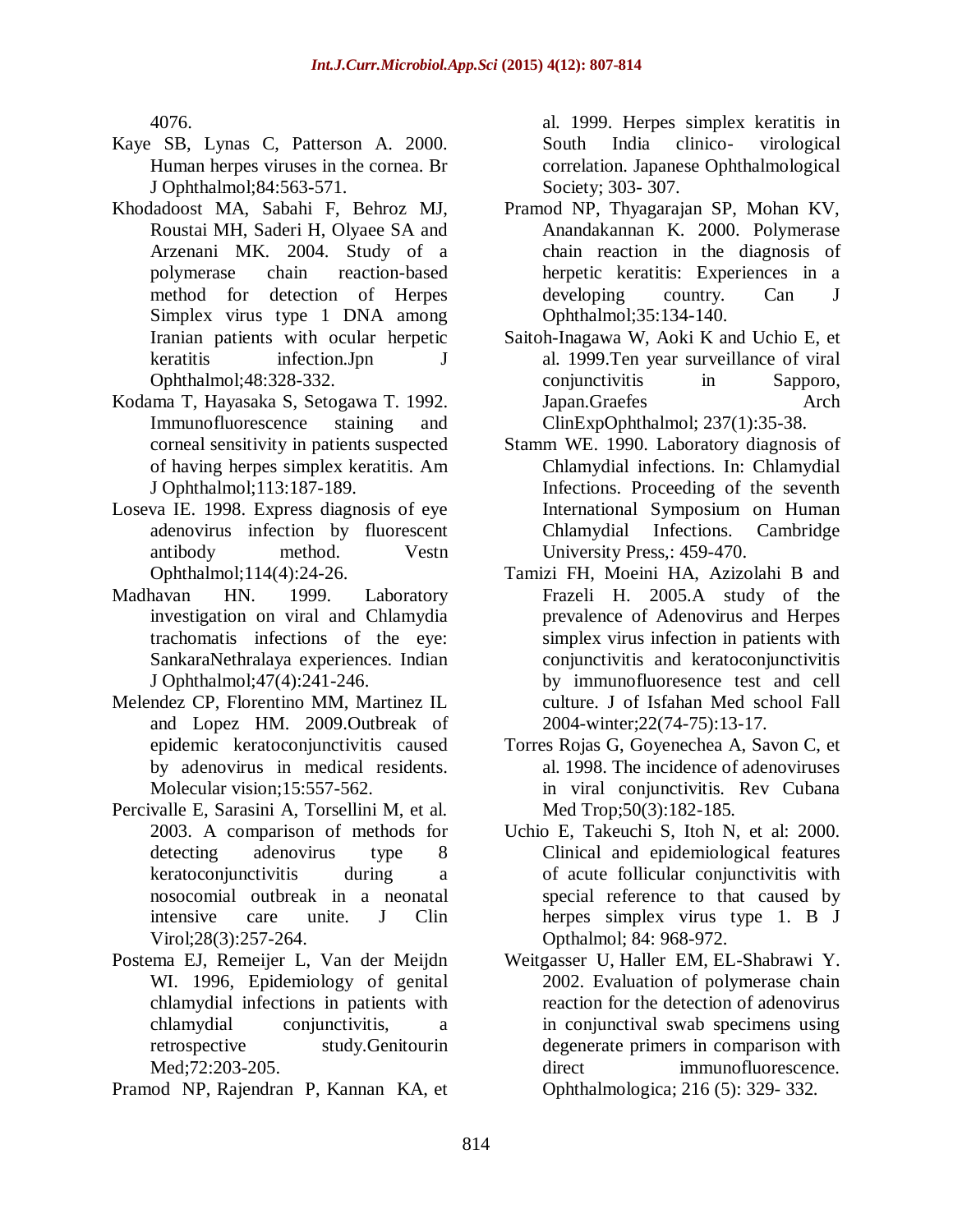4076.

Kaye SB, Lynas C, Patterson A. 2000. Human herpes viruses in the cornea. Br J Ophthalmol;84:563-571.

Khodadoost MA, Sabahi F, Behroz MJ, Roustai MH, Saderi H, Olyaee SA and Arzenani MK. 2004. Study of a polymerase chain reaction-based method for detection of Herpes Simplex virus type 1 DNA among Iranian patients with ocular herpetic keratitis infection.Jpn J Ophthalmol;48:328-332.

Kodama T, Hayasaka S, Setogawa T. 1992. Immunofluorescence staining and corneal sensitivity in patients suspected of having herpes simplex keratitis. Am J Ophthalmol;113:187-189.

Loseva IE. 1998. Express diagnosis of eye adenovirus infection by fluorescent antibody method. Vestn Ophthalmol;114(4):24-26.

Madhavan HN. 1999. Laboratory investigation on viral and Chlamydia trachomatis infections of the eye: SankaraNethralaya experiences. Indian J Ophthalmol;47(4):241-246.

Melendez CP, Florentino MM, Martinez IL and Lopez HM. 2009.Outbreak of epidemic keratoconjunctivitis caused by adenovirus in medical residents. Molecular vision;15:557-562.

Percivalle E, Sarasini A, Torsellini M, et al. 2003. A comparison of methods for detecting adenovirus type 8 keratoconjunctivitis during a nosocomial outbreak in a neonatal intensive care unite. J Clin Virol;28(3):257-264.

Postema EJ, Remeijer L, Van der Meijdn WI. 1996, Epidemiology of genital chlamydial infections in patients with chlamydial conjunctivitis, a retrospective study.Genitourin Med;72:203-205.

Pramod NP, Rajendran P, Kannan KA, et al. 1999. Herpes simplex keratitis in South India clinico- virological correlation. Japanese Ophthalmological Society; 303- 307.

Pramod NP, Thyagarajan SP, Mohan KV, Anandakannan K. 2000. Polymerase chain reaction in the diagnosis of herpetic keratitis: Experiences in a developing country. Can J Ophthalmol;35:134-140.

Saitoh-Inagawa W, Aoki K and Uchio E, et al. 1999.Ten year surveillance of viral conjunctivitis in Sapporo, Japan.Graefes Arch ClinExpOphthalmol; 237(1):35-38.

Stamm WE. 1990. Laboratory diagnosis of Chlamydial infections. In: Chlamydial Infections. Proceeding of the seventh International Symposium on Human Chlamydial Infections. Cambridge University Press,: 459-470.

Tamizi FH, Moeini HA, Azizolahi B and Frazeli H. 2005.A study of the prevalence of Adenovirus and Herpes simplex virus infection in patients with conjunctivitis and keratoconjunctivitis by immunofluoresence test and cell culture. J of Isfahan Med school Fall 2004-winter;22(74-75):13-17.

Torres Rojas G, Goyenechea A, Savon C, et al. 1998. The incidence of adenoviruses in viral conjunctivitis. Rev Cubana Med Trop;50(3):182-185.

Uchio E, Takeuchi S, Itoh N, et al: 2000. Clinical and epidemiological features of acute follicular conjunctivitis with special reference to that caused by herpes simplex virus type 1. B J Opthalmol; 84: 968-972.

Weitgasser U, Haller EM, EL-Shabrawi Y. 2002. Evaluation of polymerase chain reaction for the detection of adenovirus in conjunctival swab specimens using degenerate primers in comparison with direct immunofluorescence. Ophthalmologica; 216 (5): 329- 332.